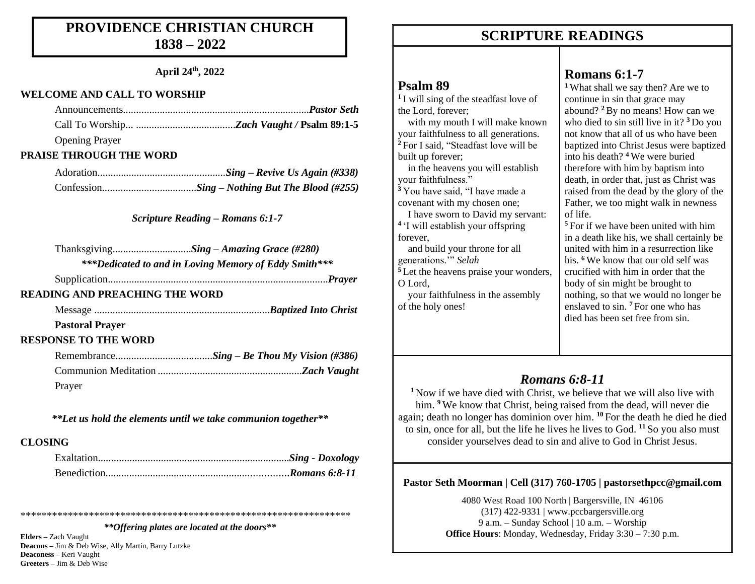# PROVIDENCE CHRISTIAN CHURCH
# 1838 – 2022

**April 24th, 2022**

**WELCOME AND CALL TO WORSHIP**

Announcements....................................................................... *Pastor Seth*

Call To Worship... ...................................... *Zach Vaught /* **Psalm 89:1-5**

Opening Prayer

**PRAISE THROUGH THE WORD**

Adoration................................................. *Sing – Revive Us Again (#338)*

Confession.................................... *Sing – Nothing But The Blood (#255)*

*Scripture Reading – Romans 6:1-7*

Thanksgiving.............................. *Sing – Amazing Grace (#280)*

***\*\*\*Dedicated to and in Loving Memory of Eddy Smith\*\*\****

Supplication.................................................................................... *Prayer*

**READING AND PREACHING THE WORD**

Message ................................................................... *Baptized Into Christ*

**Pastoral Prayer**

**RESPONSE TO THE WORD**

Remembrance..................................... *Sing – Be Thou My Vision (#386)*

Communion Meditation ....................................................... *Zach Vaught*

Prayer

***\*\*Let us hold the elements until we take communion together\*\****

**CLOSING**

Exaltation......................................................................... *Sing - Doxology*

Benediction..................................................................... *Romans 6:8-11*

\*\*\*\*\*\*\*\*\*\*\*\*\*\*\*\*\*\*\*\*\*\*\*\*\*\*\*\*\*\*\*\*\*\*\*\*\*\*\*\*\*\*\*\*\*\*\*\*\*\*\*\*\*\*\*\*\*\*\*\*\*\*\*\*\*

***\*\*Offering plates are located at the doors\*\****

**Elders –** Zach Vaught
**Deacons –** Jim & Deb Wise, Ally Martin, Barry Lutzke
**Deaconess –** Keri Vaught
**Greeters –** Jim & Deb Wise

# SCRIPTURE READINGS

## Psalm 89

[1] I will sing of the steadfast love of the Lord, forever;
with my mouth I will make known your faithfulness to all generations.
[2] For I said, "Steadfast love will be built up forever;
in the heavens you will establish your faithfulness."
[3] You have said, "I have made a covenant with my chosen one;
I have sworn to David my servant:
[4] 'I will establish your offspring forever,
and build your throne for all generations.'" *Selah*
[5] Let the heavens praise your wonders, O Lord,
your faithfulness in the assembly of the holy ones!

## Romans 6:1-7

[1] What shall we say then? Are we to continue in sin that grace may abound? [2] By no means! How can we who died to sin still live in it? [3] Do you not know that all of us who have been baptized into Christ Jesus were baptized into his death? [4] We were buried therefore with him by baptism into death, in order that, just as Christ was raised from the dead by the glory of the Father, we too might walk in newness of life.
[5] For if we have been united with him in a death like his, we shall certainly be united with him in a resurrection like his. [6] We know that our old self was crucified with him in order that the body of sin might be brought to nothing, so that we would no longer be enslaved to sin. [7] For one who has died has been set free from sin.

## *Romans 6:8-11*

[1] Now if we have died with Christ, we believe that we will also live with him. [9] We know that Christ, being raised from the dead, will never die again; death no longer has dominion over him. [10] For the death he died he died to sin, once for all, but the life he lives he lives to God. [11] So you also must consider yourselves dead to sin and alive to God in Christ Jesus.

**Pastor Seth Moorman | Cell (317) 760-1705 | pastorsethpcc@gmail.com**

4080 West Road 100 North | Bargersville, IN 46106
(317) 422-9331 | www.pccbargersville.org
9 a.m. – Sunday School | 10 a.m. – Worship
**Office Hours**: Monday, Wednesday, Friday 3:30 – 7:30 p.m.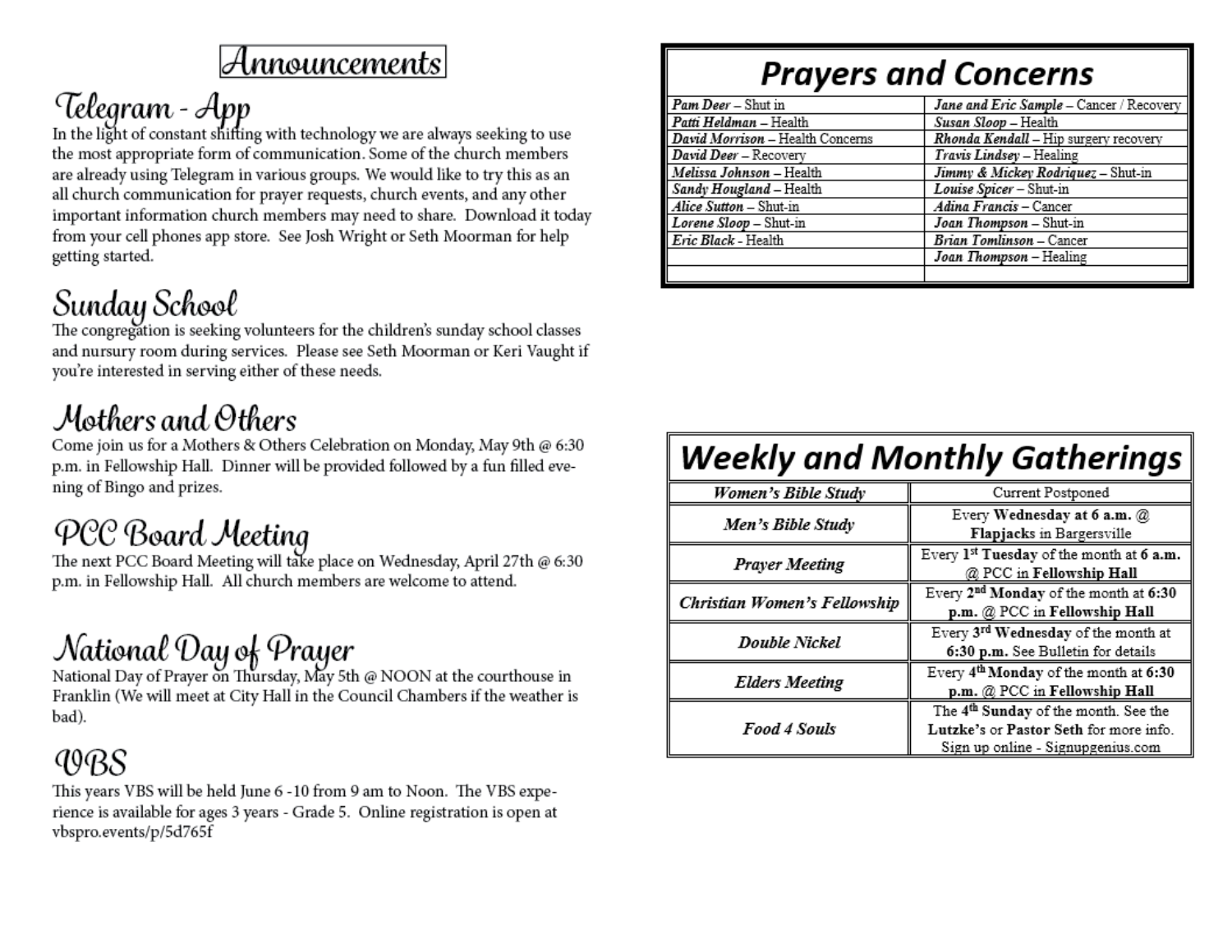# Announcements

## Telegram - App

In the light of constant shifting with technology we are always seeking to use the most appropriate form of communication. Some of the church members are already using Telegram in various groups. We would like to try this as an all church communication for prayer requests, church events, and any other important information church members may need to share. Download it today from your cell phones app store. See Josh Wright or Seth Moorman for help getting started.

## Sunday School

The congregation is seeking volunteers for the children's sunday school classes and nursury room during services. Please see Seth Moorman or Keri Vaught if you're interested in serving either of these needs.

## Mothers and Others

Come join us for a Mothers & Others Celebration on Monday, May 9th @ 6:30 p.m. in Fellowship Hall. Dinner will be provided followed by a fun filled evening of Bingo and prizes.

## PCC Board Meeting

The next PCC Board Meeting will take place on Wednesday, April 27th @ 6:30 p.m. in Fellowship Hall. All church members are welcome to attend.

## National Day of Prayer

National Day of Prayer on Thursday, May 5th @ NOON at the courthouse in Franklin (We will meet at City Hall in the Council Chambers if the weather is bad).

## VBS

This years VBS will be held June 6 -10 from 9 am to Noon. The VBS experience is available for ages 3 years - Grade 5. Online registration is open at vbspro.events/p/5d765f

# Prayers and Concerns

| | |
|---|---|
| *Pam Deer* – Shut in | *Jane and Eric Sample* – Cancer / Recovery |
| *Patti Heldman* – Health | *Susan Sloop* – Health |
| *David Morrison* – Health Concerns | *Rhonda Kendall* – Hip surgery recovery |
| *David Deer* – Recovery | *Travis Lindsey* – Healing |
| *Melissa Johnson* – Health | *Jimmy & Mickey Rodriquez* – Shut-in |
| *Sandy Hougland* – Health | *Louise Spicer* – Shut-in |
| *Alice Sutton* – Shut-in | *Adina Francis* – Cancer |
| *Lorene Sloop* – Shut-in | *Joan Thompson* – Shut-in |
| *Eric Black* - Health | *Brian Tomlinson* – Cancer |
| | *Joan Thompson* – Healing |
| | |

# Weekly and Monthly Gatherings

| | |
|---|---|
| ***Women's Bible Study*** | Current Postponed |
| ***Men's Bible Study*** | Every **Wednesday at 6 a.m.** @ **Flapjacks** in Bargersville |
| ***Prayer Meeting*** | Every **1st Tuesday** of the month at **6 a.m.** @ PCC in **Fellowship Hall** |
| ***Christian Women's Fellowship*** | Every **2nd Monday** of the month at **6:30 p.m.** @ PCC in **Fellowship Hall** |
| ***Double Nickel*** | Every **3rd Wednesday** of the month at **6:30 p.m.** See Bulletin for details |
| ***Elders Meeting*** | Every **4th Monday** of the month at **6:30 p.m.** @ PCC in **Fellowship Hall** |
| ***Food 4 Souls*** | The **4th Sunday** of the month. See the **Lutzke's** or **Pastor Seth** for more info. Sign up online - Signupgenius.com |